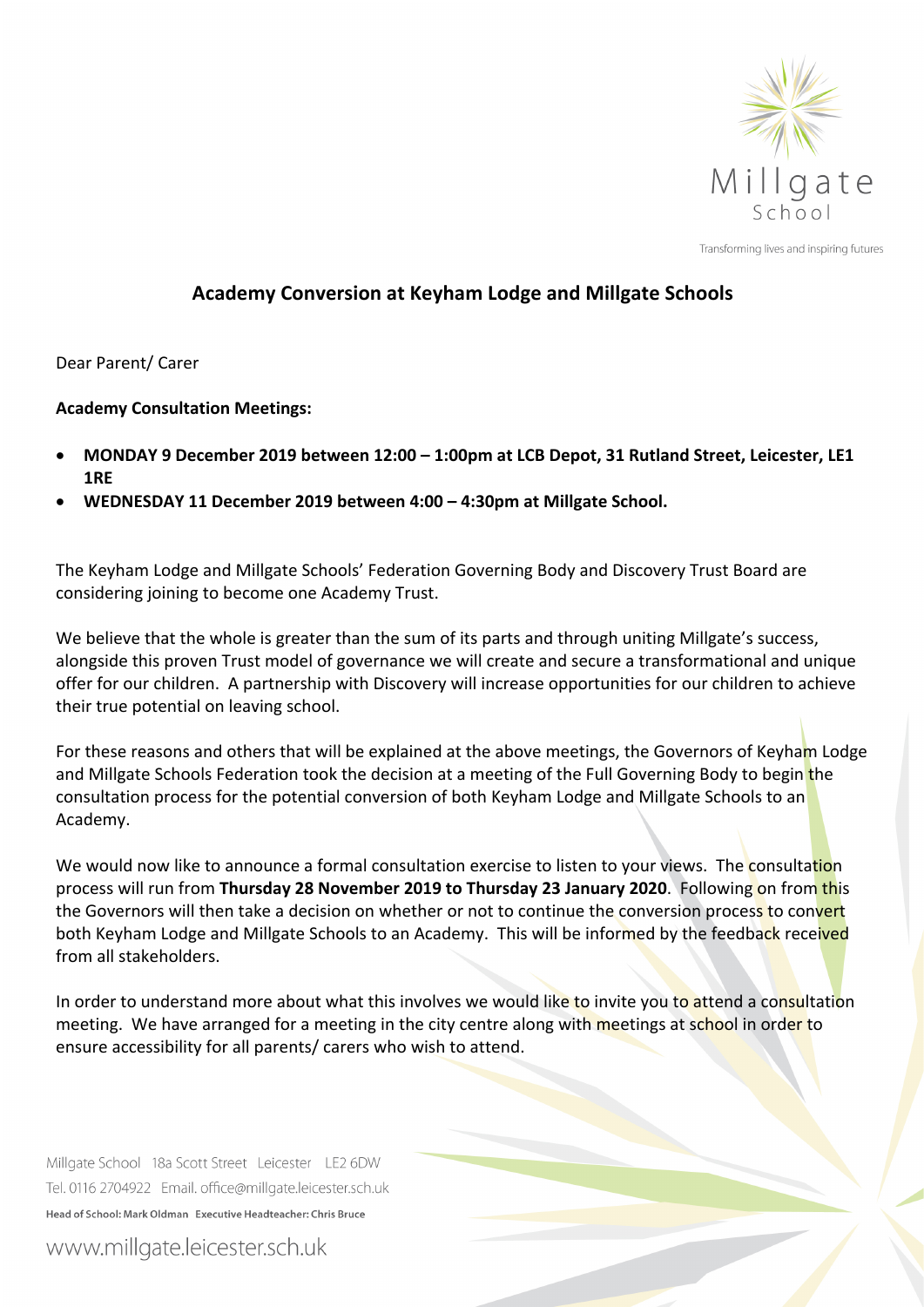## Academy Conversion at Keyham Lodge and Millgate Schools

Dear Parent/ Carer

**Academy Consultation Meetings:**

- **MONDAY 9 December 2019 between 12:00 – 1:00pm at LCB Depot, 31 Rutland Street, Leicester, LE1 1RE**
- **WEDNESDAY 11 December 2019 between 4:00 – 4:30pm at Millgate School.**

The Keyham Lodge and Millgate Schools' Federation Governing Body and Discovery Trust Board are considering joining to become one Academy Trust.

We believe that the whole is greater than the sum of its parts and through uniting Millgate's success, alongside this proven Trust model of governance we will create and secure a transformational and unique offer for our children. A partnership with Discovery will increase opportunities for our children to achieve their true potential on leaving school.

For these reasons and others that will be explained at the above meetings, the Governors of Keyham Lodge and Millgate Schools Federation took the decision at a meeting of the Full Governing Body to begin the consultation process for the potential conversion of both Keyham Lodge and Millgate Schools to an Academy.

We would now like to announce a formal consultation exercise to listen to your views. The consultation process will run from **Thursday 28 November 2019 to Thursday 23 January 2020**. Following on from this the Governors will then take a decision on whether or not to continue the conversion process to convert both Keyham Lodge and Millgate Schools to an Academy. This will be informed by the feedback received from all stakeholders.

In order to understand more about what this involves we would like to invite you to attend a consultation meeting. We have arranged for a meeting in the city centre along with meetings at school in order to ensure accessibility for all parents/ carers who wish to attend.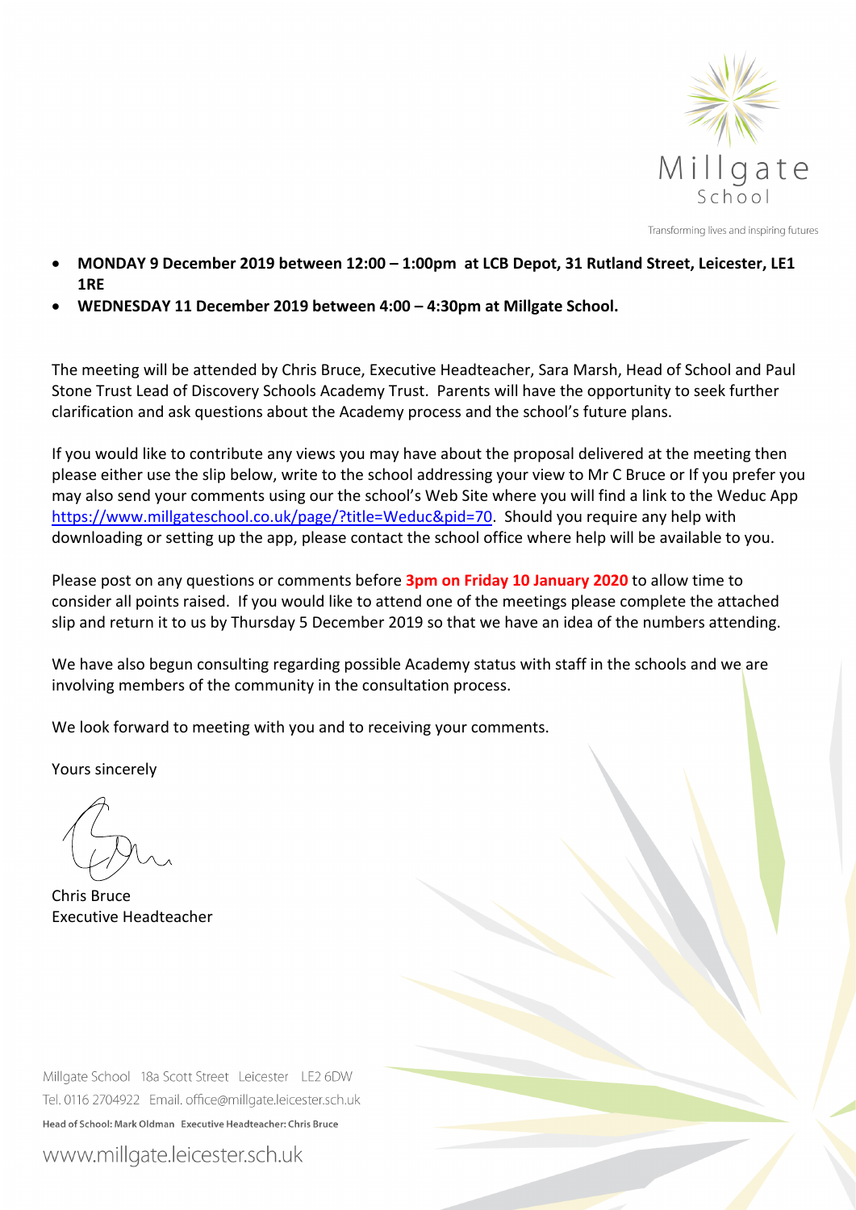- **MONDAY 9 December 2019 between 12:00 – 1:00pm at LCB Depot, 31 Rutland Street, Leicester, LE1 1RE**
- **WEDNESDAY 11 December 2019 between 4:00 – 4:30pm at Millgate School.**

The meeting will be attended by Chris Bruce, Executive Headteacher, Sara Marsh, Head of School and Paul Stone Trust Lead of Discovery Schools Academy Trust. Parents will have the opportunity to seek further clarification and ask questions about the Academy process and the school's future plans.

If you would like to contribute any views you may have about the proposal delivered at the meeting then please either use the slip below, write to the school addressing your view to Mr C Bruce or If you prefer you may also send your comments using our the school's Web Site where you will find a link to the Weduc App https://www.millgateschool.co.uk/page/?title=Weduc&pid=70. Should you require any help with downloading or setting up the app, please contact the school office where help will be available to you.

Please post on any questions or comments before **3pm on Friday 10 January 2020** to allow time to consider all points raised. If you would like to attend one of the meetings please complete the attached slip and return it to us by Thursday 5 December 2019 so that we have an idea of the numbers attending.

We have also begun consulting regarding possible Academy status with staff in the schools and we are involving members of the community in the consultation process.

We look forward to meeting with you and to receiving your comments.

Yours sincerely

Chris Bruce
Executive Headteacher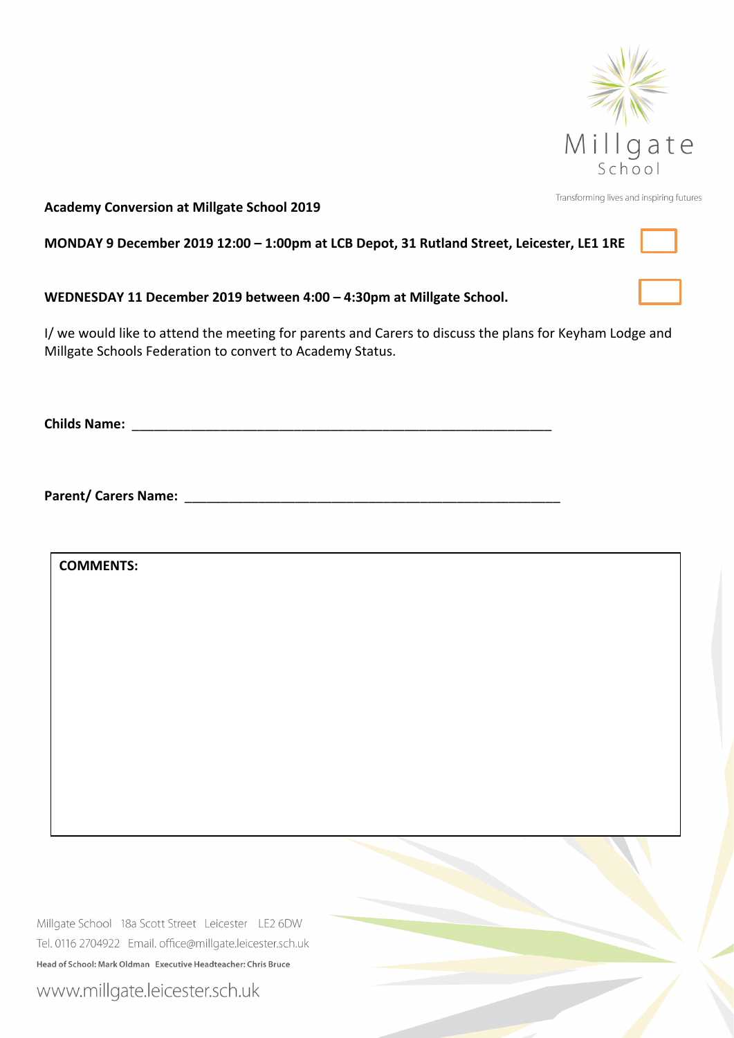Millgate School

Transforming lives and inspiring futures

**Academy Conversion at Millgate School 2019**

**MONDAY 9 December 2019 12:00 – 1:00pm at LCB Depot, 31 Rutland Street, Leicester, LE1 1RE** ☐

**WEDNESDAY 11 December 2019 between 4:00 – 4:30pm at Millgate School.** ☐

I/ we would like to attend the meeting for parents and Carers to discuss the plans for Keyham Lodge and Millgate Schools Federation to convert to Academy Status.

**Childs Name:** ______________________________________________________

**Parent/ Carers Name:** ________________________________________________

| **COMMENTS:** |
| --- |
| |

Millgate School 18a Scott Street Leicester LE2 6DW
Tel. 0116 2704922 Email. office@millgate.leicester.sch.uk
**Head of School: Mark Oldman Executive Headteacher: Chris Bruce**

www.millgate.leicester.sch.uk